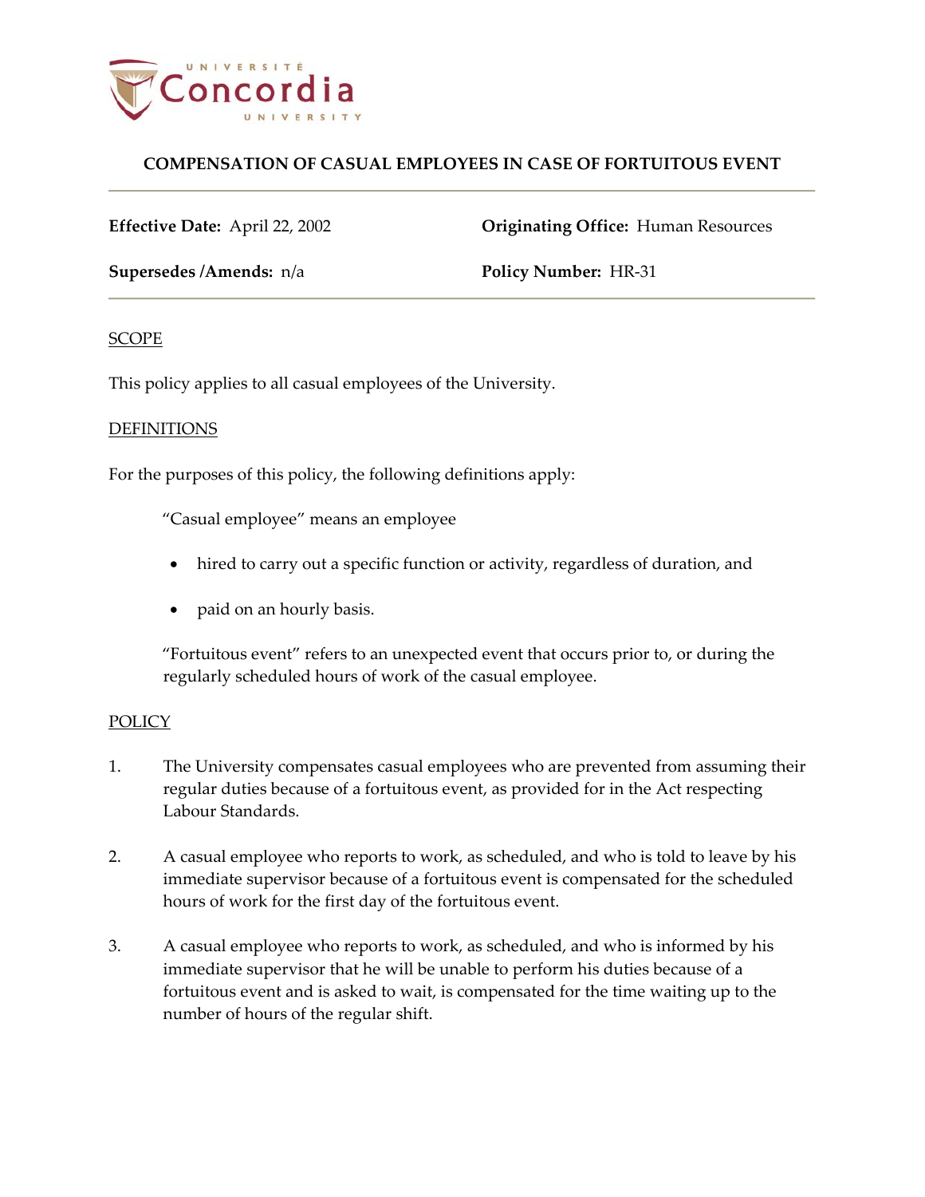# COMPENSATION OF CASUAL EMPLOYEES IN CASE OF FORTUITOUS EVENT

**Effective Date:** April 22, 2002

**Originating Office:** Human Resources

**Supersedes /Amends:** n/a

**Policy Number:** HR-31

## SCOPE

This policy applies to all casual employees of the University.

## DEFINITIONS

For the purposes of this policy, the following definitions apply:

"Casual employee" means an employee

- hired to carry out a specific function or activity, regardless of duration, and
- paid on an hourly basis.

"Fortuitous event" refers to an unexpected event that occurs prior to, or during the regularly scheduled hours of work of the casual employee.

## POLICY

1. The University compensates casual employees who are prevented from assuming their regular duties because of a fortuitous event, as provided for in the Act respecting Labour Standards.
2. A casual employee who reports to work, as scheduled, and who is told to leave by his immediate supervisor because of a fortuitous event is compensated for the scheduled hours of work for the first day of the fortuitous event.
3. A casual employee who reports to work, as scheduled, and who is informed by his immediate supervisor that he will be unable to perform his duties because of a fortuitous event and is asked to wait, is compensated for the time waiting up to the number of hours of the regular shift.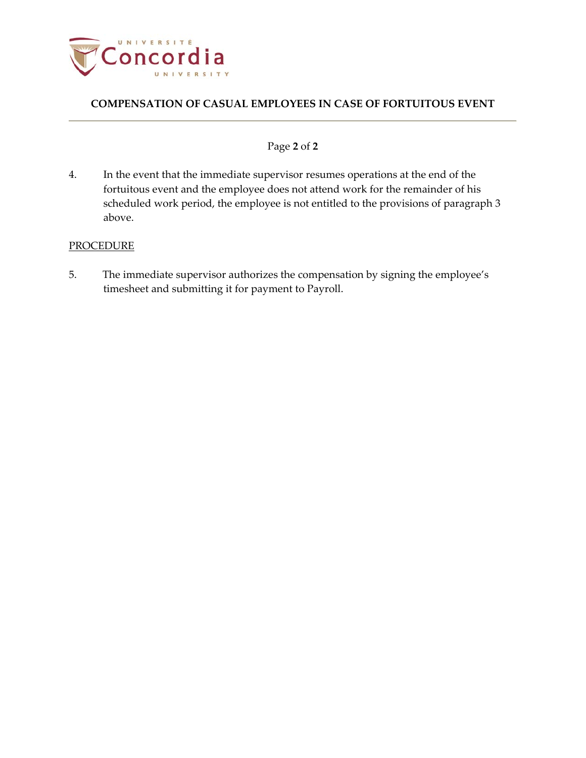4. In the event that the immediate supervisor resumes operations at the end of the fortuitous event and the employee does not attend work for the remainder of his scheduled work period, the employee is not entitled to the provisions of paragraph 3 above.

PROCEDURE

5. The immediate supervisor authorizes the compensation by signing the employee's timesheet and submitting it for payment to Payroll.